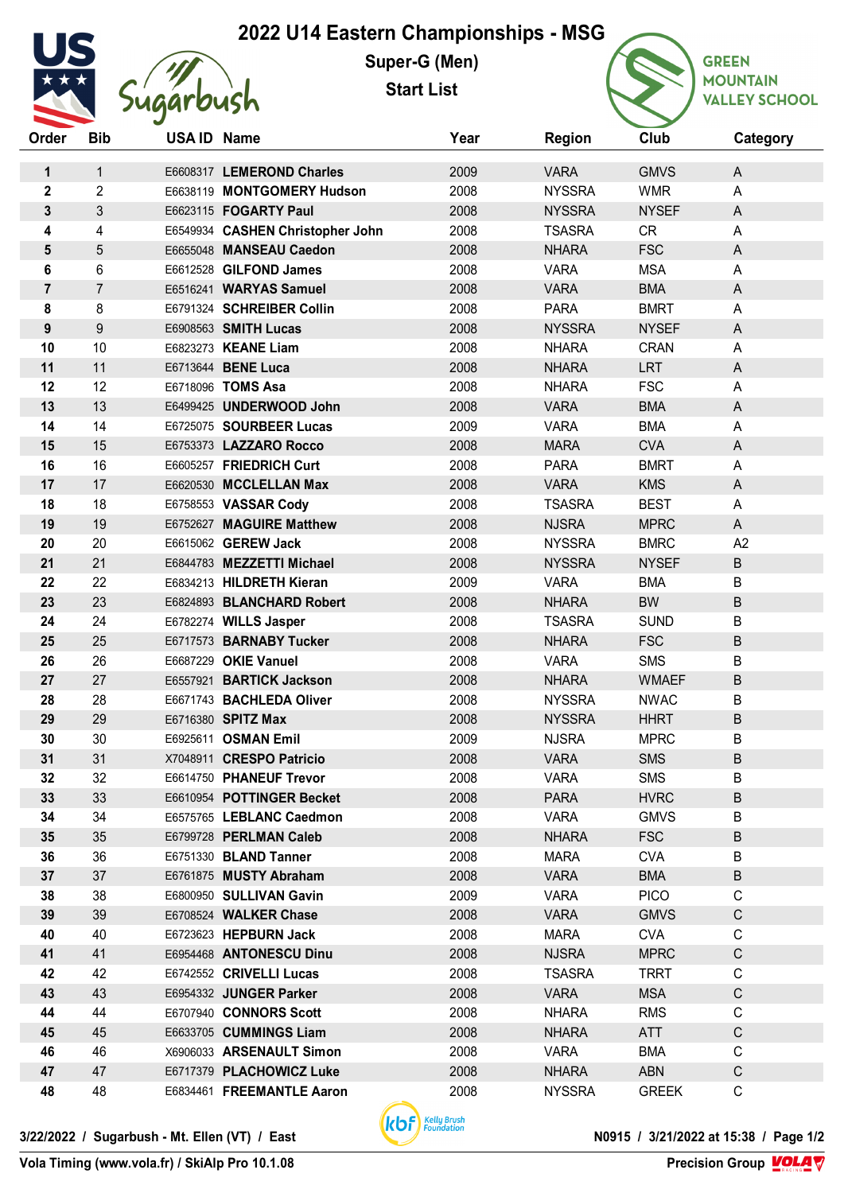# 2022 U14 Eastern Championships - MSG

## Super-G (Men)

## Start List

| Order | Bib | USA ID | Name | Year | Region | Club | Category |
|---|---|---|---|---|---|---|---|
| 1 | 1 | E6608317 | **LEMEROND Charles** | 2009 | VARA | GMVS | A |
| 2 | 2 | E6638119 | **MONTGOMERY Hudson** | 2008 | NYSSRA | WMR | A |
| 3 | 3 | E6623115 | **FOGARTY Paul** | 2008 | NYSSRA | NYSEF | A |
| 4 | 4 | E6549934 | **CASHEN Christopher John** | 2008 | TSASRA | CR | A |
| 5 | 5 | E6655048 | **MANSEAU Caedon** | 2008 | NHARA | FSC | A |
| 6 | 6 | E6612528 | **GILFOND James** | 2008 | VARA | MSA | A |
| 7 | 7 | E6516241 | **WARYAS Samuel** | 2008 | VARA | BMA | A |
| 8 | 8 | E6791324 | **SCHREIBER Collin** | 2008 | PARA | BMRT | A |
| 9 | 9 | E6908563 | **SMITH Lucas** | 2008 | NYSSRA | NYSEF | A |
| 10 | 10 | E6823273 | **KEANE Liam** | 2008 | NHARA | CRAN | A |
| 11 | 11 | E6713644 | **BENE Luca** | 2008 | NHARA | LRT | A |
| 12 | 12 | E6718096 | **TOMS Asa** | 2008 | NHARA | FSC | A |
| 13 | 13 | E6499425 | **UNDERWOOD John** | 2008 | VARA | BMA | A |
| 14 | 14 | E6725075 | **SOURBEER Lucas** | 2009 | VARA | BMA | A |
| 15 | 15 | E6753373 | **LAZZARO Rocco** | 2008 | MARA | CVA | A |
| 16 | 16 | E6605257 | **FRIEDRICH Curt** | 2008 | PARA | BMRT | A |
| 17 | 17 | E6620530 | **MCCLELLAN Max** | 2008 | VARA | KMS | A |
| 18 | 18 | E6758553 | **VASSAR Cody** | 2008 | TSASRA | BEST | A |
| 19 | 19 | E6752627 | **MAGUIRE Matthew** | 2008 | NJSRA | MPRC | A |
| 20 | 20 | E6615062 | **GEREW Jack** | 2008 | NYSSRA | BMRC | A2 |
| 21 | 21 | E6844783 | **MEZZETTI Michael** | 2008 | NYSSRA | NYSEF | B |
| 22 | 22 | E6834213 | **HILDRETH Kieran** | 2009 | VARA | BMA | B |
| 23 | 23 | E6824893 | **BLANCHARD Robert** | 2008 | NHARA | BW | B |
| 24 | 24 | E6782274 | **WILLS Jasper** | 2008 | TSASRA | SUND | B |
| 25 | 25 | E6717573 | **BARNABY Tucker** | 2008 | NHARA | FSC | B |
| 26 | 26 | E6687229 | **OKIE Vanuel** | 2008 | VARA | SMS | B |
| 27 | 27 | E6557921 | **BARTICK Jackson** | 2008 | NHARA | WMAEF | B |
| 28 | 28 | E6671743 | **BACHLEDA Oliver** | 2008 | NYSSRA | NWAC | B |
| 29 | 29 | E6716380 | **SPITZ Max** | 2008 | NYSSRA | HHRT | B |
| 30 | 30 | E6925611 | **OSMAN Emil** | 2009 | NJSRA | MPRC | B |
| 31 | 31 | X7048911 | **CRESPO Patricio** | 2008 | VARA | SMS | B |
| 32 | 32 | E6614750 | **PHANEUF Trevor** | 2008 | VARA | SMS | B |
| 33 | 33 | E6610954 | **POTTINGER Becket** | 2008 | PARA | HVRC | B |
| 34 | 34 | E6575765 | **LEBLANC Caedmon** | 2008 | VARA | GMVS | B |
| 35 | 35 | E6799728 | **PERLMAN Caleb** | 2008 | NHARA | FSC | B |
| 36 | 36 | E6751330 | **BLAND Tanner** | 2008 | MARA | CVA | B |
| 37 | 37 | E6761875 | **MUSTY Abraham** | 2008 | VARA | BMA | B |
| 38 | 38 | E6800950 | **SULLIVAN Gavin** | 2009 | VARA | PICO | C |
| 39 | 39 | E6708524 | **WALKER Chase** | 2008 | VARA | GMVS | C |
| 40 | 40 | E6723623 | **HEPBURN Jack** | 2008 | MARA | CVA | C |
| 41 | 41 | E6954468 | **ANTONESCU Dinu** | 2008 | NJSRA | MPRC | C |
| 42 | 42 | E6742552 | **CRIVELLI Lucas** | 2008 | TSASRA | TRRT | C |
| 43 | 43 | E6954332 | **JUNGER Parker** | 2008 | VARA | MSA | C |
| 44 | 44 | E6707940 | **CONNORS Scott** | 2008 | NHARA | RMS | C |
| 45 | 45 | E6633705 | **CUMMINGS Liam** | 2008 | NHARA | ATT | C |
| 46 | 46 | X6906033 | **ARSENAULT Simon** | 2008 | VARA | BMA | C |
| 47 | 47 | E6717379 | **PLACHOWICZ Luke** | 2008 | NHARA | ABN | C |
| 48 | 48 | E6834461 | **FREEMANTLE Aaron** | 2008 | NYSSRA | GREEK | C |

3/22/2022 / Sugarbush - Mt. Ellen (VT) / East — N0915 / 3/21/2022 at 15:38

Vola Timing (www.vola.fr) / SkiAlp Pro 10.1.08 — Precision Group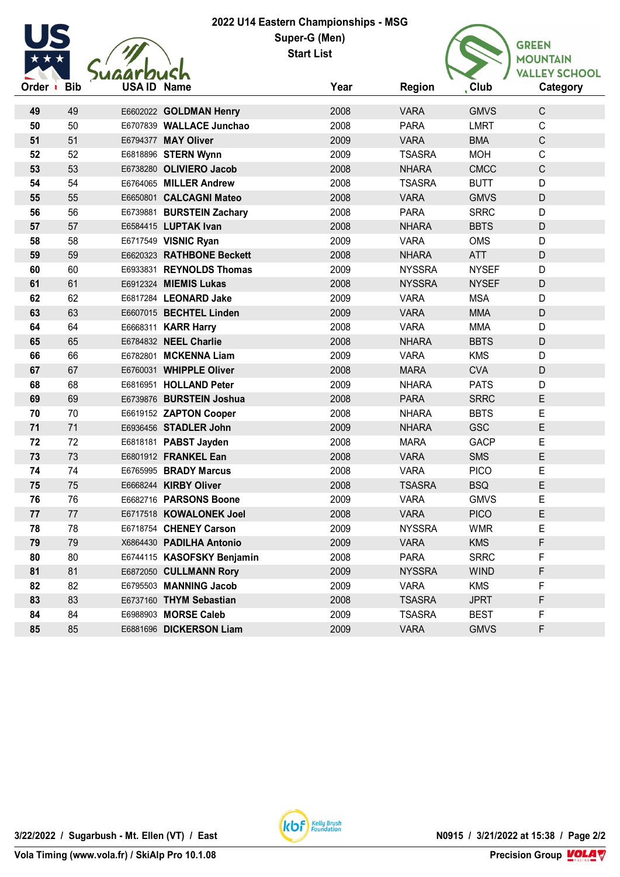# 2022 U14 Eastern Championships - MSG

## Super-G (Men)

### Start List

| Order | Bib | USA ID | Name | Year | Region | Club | Category |
|---|---|---|---|---|---|---|---|
| **49** | 49 | E6602022 | **GOLDMAN Henry** | 2008 | VARA | GMVS | C |
| **50** | 50 | E6707839 | **WALLACE Junchao** | 2008 | PARA | LMRT | C |
| **51** | 51 | E6794377 | **MAY Oliver** | 2009 | VARA | BMA | C |
| **52** | 52 | E6818896 | **STERN Wynn** | 2009 | TSASRA | MOH | C |
| **53** | 53 | E6738280 | **OLIVIERO Jacob** | 2008 | NHARA | CMCC | C |
| **54** | 54 | E6764065 | **MILLER Andrew** | 2008 | TSASRA | BUTT | D |
| **55** | 55 | E6650801 | **CALCAGNI Mateo** | 2008 | VARA | GMVS | D |
| **56** | 56 | E6739881 | **BURSTEIN Zachary** | 2008 | PARA | SRRC | D |
| **57** | 57 | E6584415 | **LUPTAK Ivan** | 2008 | NHARA | BBTS | D |
| **58** | 58 | E6717549 | **VISNIC Ryan** | 2009 | VARA | OMS | D |
| **59** | 59 | E6620323 | **RATHBONE Beckett** | 2008 | NHARA | ATT | D |
| **60** | 60 | E6933831 | **REYNOLDS Thomas** | 2009 | NYSSRA | NYSEF | D |
| **61** | 61 | E6912324 | **MIEMIS Lukas** | 2008 | NYSSRA | NYSEF | D |
| **62** | 62 | E6817284 | **LEONARD Jake** | 2009 | VARA | MSA | D |
| **63** | 63 | E6607015 | **BECHTEL Linden** | 2009 | VARA | MMA | D |
| **64** | 64 | E6668311 | **KARR Harry** | 2008 | VARA | MMA | D |
| **65** | 65 | E6784832 | **NEEL Charlie** | 2008 | NHARA | BBTS | D |
| **66** | 66 | E6782801 | **MCKENNA Liam** | 2009 | VARA | KMS | D |
| **67** | 67 | E6760031 | **WHIPPLE Oliver** | 2008 | MARA | CVA | D |
| **68** | 68 | E6816951 | **HOLLAND Peter** | 2009 | NHARA | PATS | D |
| **69** | 69 | E6739876 | **BURSTEIN Joshua** | 2008 | PARA | SRRC | E |
| **70** | 70 | E6619152 | **ZAPTON Cooper** | 2008 | NHARA | BBTS | E |
| **71** | 71 | E6936456 | **STADLER John** | 2009 | NHARA | GSC | E |
| **72** | 72 | E6818181 | **PABST Jayden** | 2008 | MARA | GACP | E |
| **73** | 73 | E6801912 | **FRANKEL Ean** | 2008 | VARA | SMS | E |
| **74** | 74 | E6765995 | **BRADY Marcus** | 2008 | VARA | PICO | E |
| **75** | 75 | E6668244 | **KIRBY Oliver** | 2008 | TSASRA | BSQ | E |
| **76** | 76 | E6682716 | **PARSONS Boone** | 2009 | VARA | GMVS | E |
| **77** | 77 | E6717518 | **KOWALONEK Joel** | 2008 | VARA | PICO | E |
| **78** | 78 | E6718754 | **CHENEY Carson** | 2009 | NYSSRA | WMR | E |
| **79** | 79 | X6864430 | **PADILHA Antonio** | 2009 | VARA | KMS | F |
| **80** | 80 | E6744115 | **KASOFSKY Benjamin** | 2008 | PARA | SRRC | F |
| **81** | 81 | E6872050 | **CULLMANN Rory** | 2009 | NYSSRA | WIND | F |
| **82** | 82 | E6795503 | **MANNING Jacob** | 2009 | VARA | KMS | F |
| **83** | 83 | E6737160 | **THYM Sebastian** | 2008 | TSASRA | JPRT | F |
| **84** | 84 | E6988903 | **MORSE Caleb** | 2009 | TSASRA | BEST | F |
| **85** | 85 | E6881696 | **DICKERSON Liam** | 2009 | VARA | GMVS | F |

**3/22/2022 / Sugarbush - Mt. Ellen (VT) / East** **N0915 / 3/21/2022 at 15:38**

**Vola Timing (www.vola.fr) / SkiAlp Pro 10.1.08** **Precision Group**